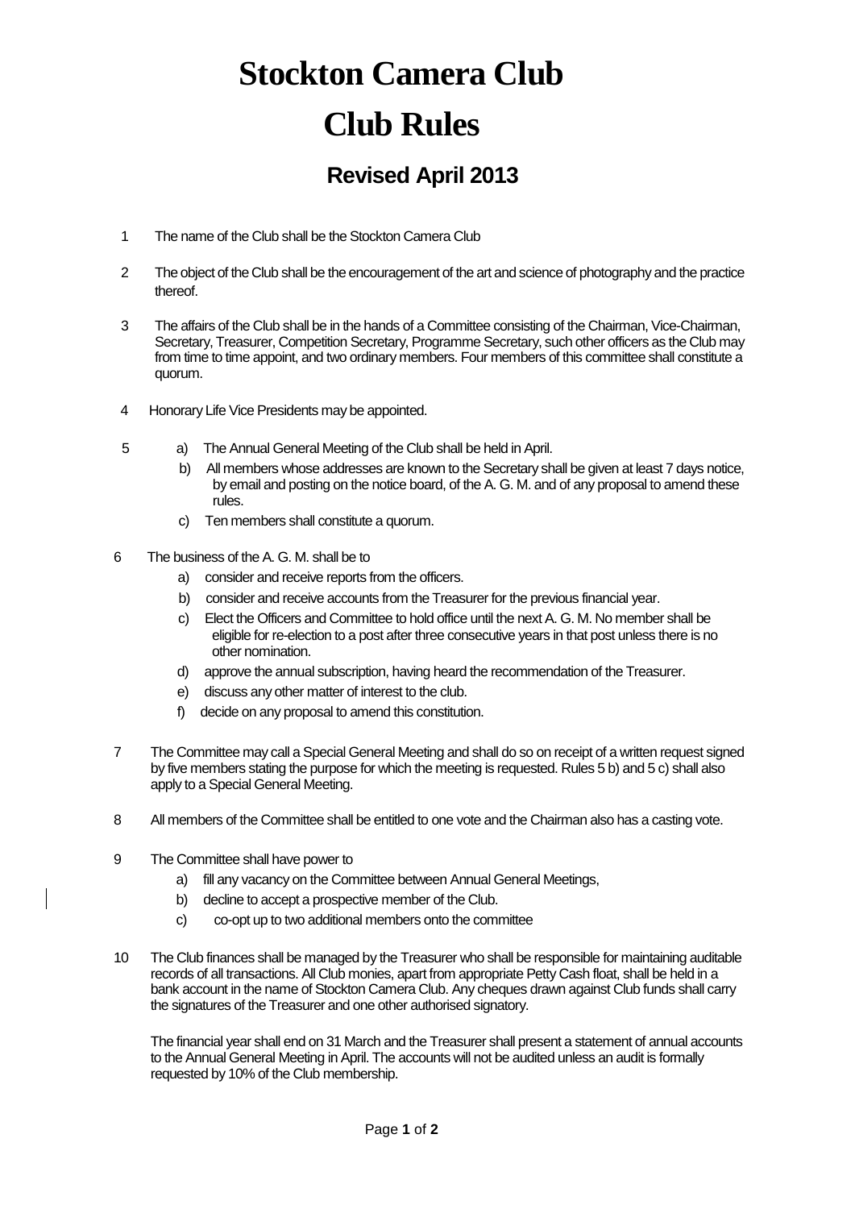# Stockton Camera Club

# Club Rules

## Revised April 2013

1. The name of the Club shall be the Stockton Camera Club

2. The object of the Club shall be the encouragement of the art and science of photography and the practice thereof.

3. The affairs of the Club shall be in the hands of a Committee consisting of the Chairman, Vice-Chairman, Secretary, Treasurer, Competition Secretary, Programme Secretary, such other officers as the Club may from time to time appoint, and two ordinary members. Four members of this committee shall constitute a quorum.

4. Honorary Life Vice Presidents may be appointed.

5.
   a) The Annual General Meeting of the Club shall be held in April.
   b) All members whose addresses are known to the Secretary shall be given at least 7 days notice, by email and posting on the notice board, of the A. G. M. and of any proposal to amend these rules.
   c) Ten members shall constitute a quorum.

6. The business of the A. G. M. shall be to
   a) consider and receive reports from the officers.
   b) consider and receive accounts from the Treasurer for the previous financial year.
   c) Elect the Officers and Committee to hold office until the next A. G. M. No member shall be eligible for re-election to a post after three consecutive years in that post unless there is no other nomination.
   d) approve the annual subscription, having heard the recommendation of the Treasurer.
   e) discuss any other matter of interest to the club.
   f) decide on any proposal to amend this constitution.

7. The Committee may call a Special General Meeting and shall do so on receipt of a written request signed by five members stating the purpose for which the meeting is requested. Rules 5 b) and 5 c) shall also apply to a Special General Meeting.

8. All members of the Committee shall be entitled to one vote and the Chairman also has a casting vote.

9. The Committee shall have power to
   a) fill any vacancy on the Committee between Annual General Meetings,
   b) decline to accept a prospective member of the Club.
   c) co-opt up to two additional members onto the committee

10. The Club finances shall be managed by the Treasurer who shall be responsible for maintaining auditable records of all transactions. All Club monies, apart from appropriate Petty Cash float, shall be held in a bank account in the name of Stockton Camera Club. Any cheques drawn against Club funds shall carry the signatures of the Treasurer and one other authorised signatory.

    The financial year shall end on 31 March and the Treasurer shall present a statement of annual accounts to the Annual General Meeting in April. The accounts will not be audited unless an audit is formally requested by 10% of the Club membership.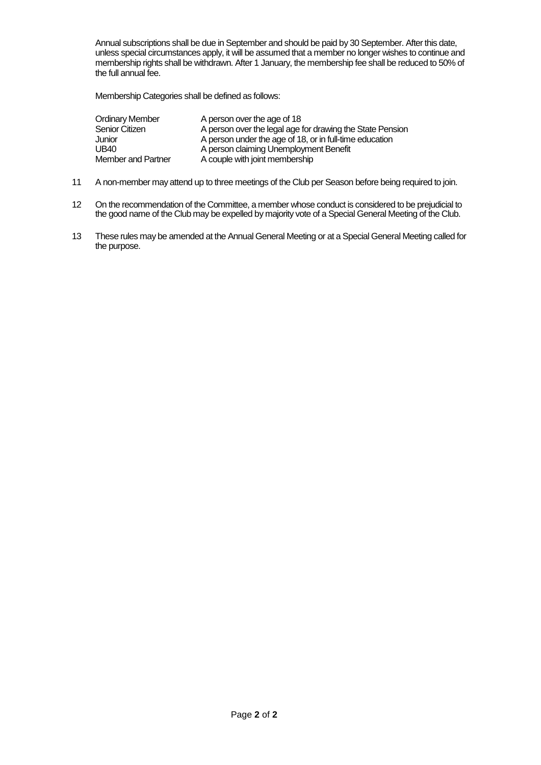Annual subscriptions shall be due in September and should be paid by 30 September. After this date, unless special circumstances apply, it will be assumed that a member no longer wishes to continue and membership rights shall be withdrawn. After 1 January, the membership fee shall be reduced to 50% of the full annual fee.

Membership Categories shall be defined as follows:

| | |
|---|---|
| Ordinary Member | A person over the age of 18 |
| Senior Citizen | A person over the legal age for drawing the State Pension |
| Junior | A person under the age of 18, or in full-time education |
| UB40 | A person claiming Unemployment Benefit |
| Member and Partner | A couple with joint membership |

11 A non-member may attend up to three meetings of the Club per Season before being required to join.

12 On the recommendation of the Committee, a member whose conduct is considered to be prejudicial to the good name of the Club may be expelled by majority vote of a Special General Meeting of the Club.

13 These rules may be amended at the Annual General Meeting or at a Special General Meeting called for the purpose.